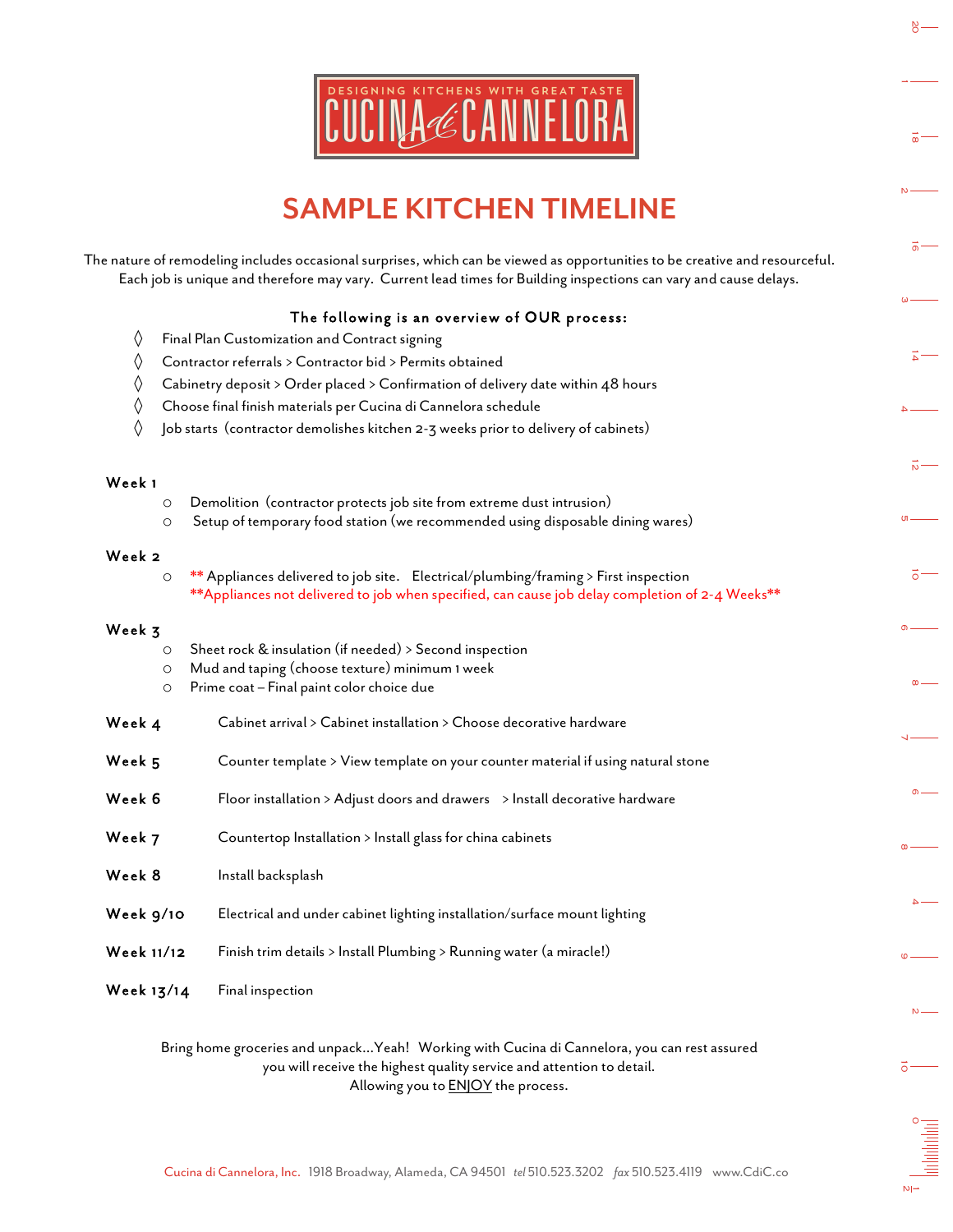DESIGNING KITCHENS WITH GREAT TASTE

CUCINA di CANNELORA

# SAMPLE KITCHEN TIMELINE

The nature of remodeling includes occasional surprises, which can be viewed as opportunities to be creative and resourceful. Each job is unique and therefore may vary. Current lead times for Building inspections can vary and cause delays.

**The following is an overview of OUR process:**

◊ Final Plan Customization and Contract signing
◊ Contractor referrals > Contractor bid > Permits obtained
◊ Cabinetry deposit > Order placed > Confirmation of delivery date within 48 hours
◊ Choose final finish materials per Cucina di Cannelora schedule
◊ Job starts (contractor demolishes kitchen 2-3 weeks prior to delivery of cabinets)

**Week 1**

- Demolition (contractor protects job site from extreme dust intrusion)
- Setup of temporary food station (we recommended using disposable dining wares)

**Week 2**

- ** Appliances delivered to job site. Electrical/plumbing/framing > First inspection
  **Appliances not delivered to job when specified, can cause job delay completion of 2-4 Weeks**

**Week 3**

- Sheet rock & insulation (if needed) > Second inspection
- Mud and taping (choose texture) minimum 1 week
- Prime coat – Final paint color choice due

**Week 4** Cabinet arrival > Cabinet installation > Choose decorative hardware

**Week 5** Counter template > View template on your counter material if using natural stone

**Week 6** Floor installation > Adjust doors and drawers > Install decorative hardware

**Week 7** Countertop Installation > Install glass for china cabinets

**Week 8** Install backsplash

**Week 9/10** Electrical and under cabinet lighting installation/surface mount lighting

**Week 11/12** Finish trim details > Install Plumbing > Running water (a miracle!)

**Week 13/14** Final inspection

Bring home groceries and unpack…Yeah! Working with Cucina di Cannelora, you can rest assured you will receive the highest quality service and attention to detail.
Allowing you to ENJOY the process.

Cucina di Cannelora, Inc. 1918 Broadway, Alameda, CA 94501 *tel* 510.523.3202 *fax* 510.523.4119 www.CdiC.co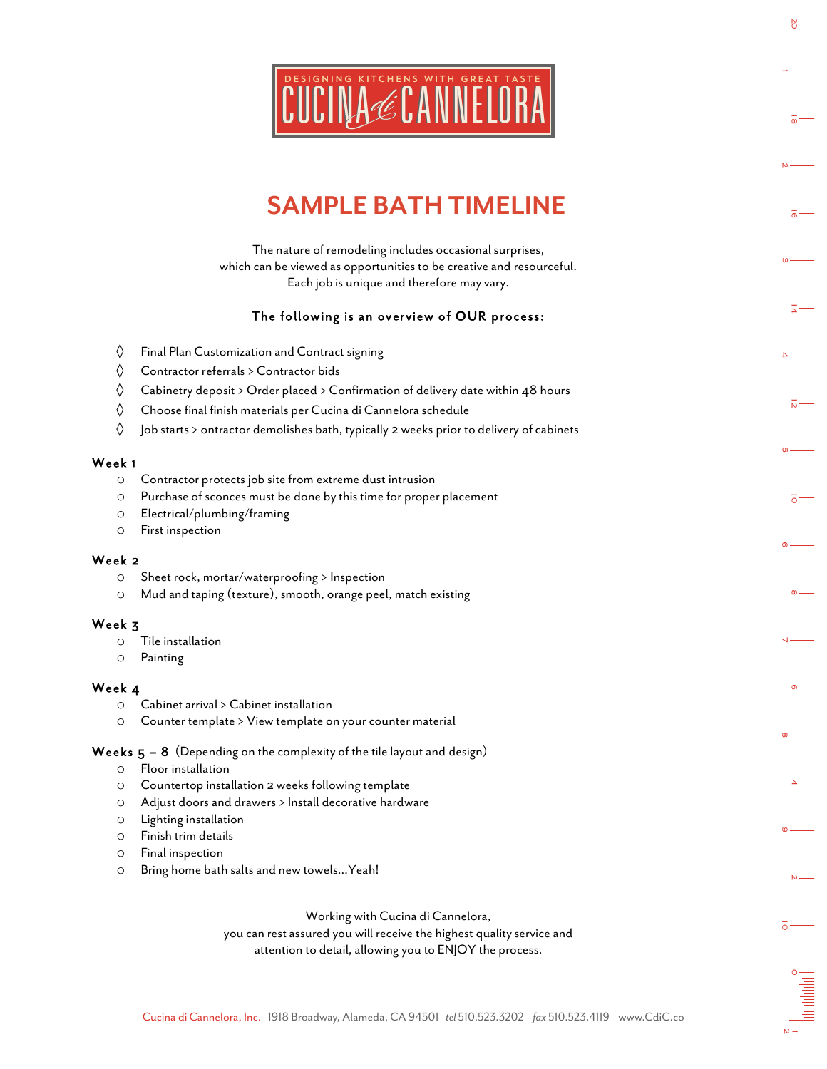DESIGNING KITCHENS WITH GREAT TASTE

CUCINA di CANNELORA

# SAMPLE BATH TIMELINE

The nature of remodeling includes occasional surprises,
which can be viewed as opportunities to be creative and resourceful.
Each job is unique and therefore may vary.

**The following is an overview of OUR process:**

- ◊ Final Plan Customization and Contract signing
- ◊ Contractor referrals > Contractor bids
- ◊ Cabinetry deposit > Order placed > Confirmation of delivery date within 48 hours
- ◊ Choose final finish materials per Cucina di Cannelora schedule
- ◊ Job starts > ontractor demolishes bath, typically 2 weeks prior to delivery of cabinets

**Week 1**

- Contractor protects job site from extreme dust intrusion
- Purchase of sconces must be done by this time for proper placement
- Electrical/plumbing/framing
- First inspection

**Week 2**

- Sheet rock, mortar/waterproofing > Inspection
- Mud and taping (texture), smooth, orange peel, match existing

**Week 3**

- Tile installation
- Painting

**Week 4**

- Cabinet arrival > Cabinet installation
- Counter template > View template on your counter material

**Weeks 5 – 8** (Depending on the complexity of the tile layout and design)

- Floor installation
- Countertop installation 2 weeks following template
- Adjust doors and drawers > Install decorative hardware
- Lighting installation
- Finish trim details
- Final inspection
- Bring home bath salts and new towels...Yeah!

Working with Cucina di Cannelora,
you can rest assured you will receive the highest quality service and
attention to detail, allowing you to <u>ENJOY</u> the process.

Cucina di Cannelora, Inc. 1918 Broadway, Alameda, CA 94501 *tel* 510.523.3202 *fax* 510.523.4119 www.CdiC.co